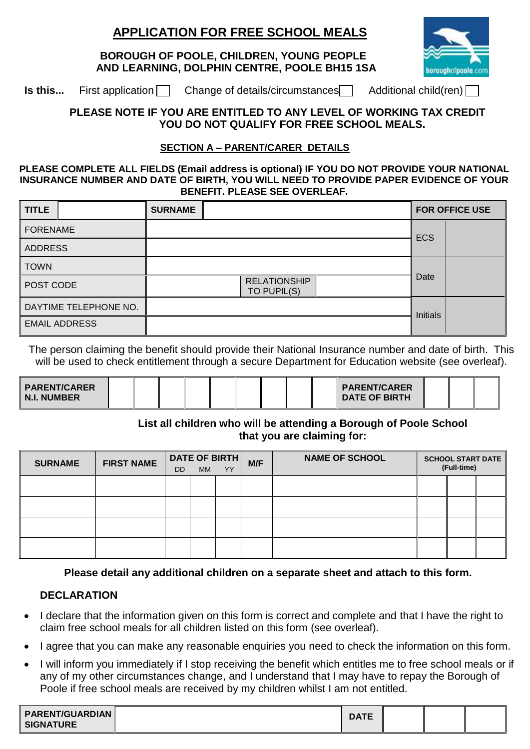# APPLICATION FOR FREE SCHOOL MEALS

**BOROUGH OF POOLE, CHILDREN, YOUNG PEOPLE AND LEARNING, DOLPHIN CENTRE, POOLE BH15 1SA**

**Is this...** First application ☐ Change of details/circumstances ☐ Additional child(ren) ☐

**PLEASE NOTE IF YOU ARE ENTITLED TO ANY LEVEL OF WORKING TAX CREDIT YOU DO NOT QUALIFY FOR FREE SCHOOL MEALS.**

## SECTION A – PARENT/CARER DETAILS

**PLEASE COMPLETE ALL FIELDS (Email address is optional) IF YOU DO NOT PROVIDE YOUR NATIONAL INSURANCE NUMBER AND DATE OF BIRTH, YOU WILL NEED TO PROVIDE PAPER EVIDENCE OF YOUR BENEFIT. PLEASE SEE OVERLEAF.**

| TITLE | | SURNAME | | FOR OFFICE USE | |
|---|---|---|---|---|---|
| FORENAME | | | | ECS | |
| ADDRESS | | | | | |
| TOWN | | | | Date | |
| POST CODE | | RELATIONSHIP TO PUPIL(S) | | | |
| DAYTIME TELEPHONE NO. | | | | Initials | |
| EMAIL ADDRESS | | | | | |

The person claiming the benefit should provide their National Insurance number and date of birth. This will be used to check entitlement through a secure Department for Education website (see overleaf).

| **PARENT/CARER N.I. NUMBER** | | | | | | | | | | **PARENT/CARER DATE OF BIRTH** | | | |
|---|---|---|---|---|---|---|---|---|---|---|---|---|---|

**List all children who will be attending a Borough of Poole School that you are claiming for:**

| SURNAME | FIRST NAME | DATE OF BIRTH DD | MM | YY | M/F | NAME OF SCHOOL | SCHOOL START DATE (Full-time) | | |
|---|---|---|---|---|---|---|---|---|---|
| | | | | | | | | | |
| | | | | | | | | | |
| | | | | | | | | | |
| | | | | | | | | | |

**Please detail any additional children on a separate sheet and attach to this form.**

### DECLARATION

- I declare that the information given on this form is correct and complete and that I have the right to claim free school meals for all children listed on this form (see overleaf).
- I agree that you can make any reasonable enquiries you need to check the information on this form.
- I will inform you immediately if I stop receiving the benefit which entitles me to free school meals or if any of my other circumstances change, and I understand that I may have to repay the Borough of Poole if free school meals are received by my children whilst I am not entitled.

| **PARENT/GUARDIAN SIGNATURE** | | **DATE** | | | |
|---|---|---|---|---|---|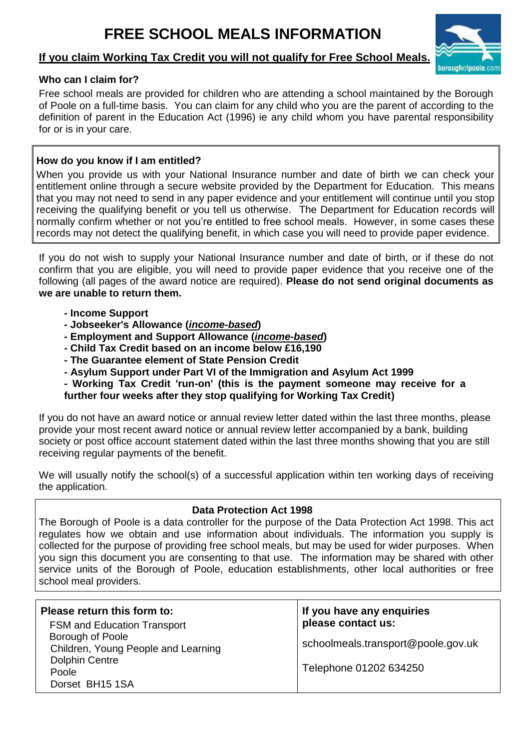# FREE SCHOOL MEALS INFORMATION

**If you claim Working Tax Credit you will not qualify for Free School Meals.**

**Who can I claim for?**

Free school meals are provided for children who are attending a school maintained by the Borough of Poole on a full-time basis. You can claim for any child who you are the parent of according to the definition of parent in the Education Act (1996) ie any child whom you have parental responsibility for or is in your care.

**How do you know if I am entitled?**

When you provide us with your National Insurance number and date of birth we can check your entitlement online through a secure website provided by the Department for Education. This means that you may not need to send in any paper evidence and your entitlement will continue until you stop receiving the qualifying benefit or you tell us otherwise. The Department for Education records will normally confirm whether or not you're entitled to free school meals. However, in some cases these records may not detect the qualifying benefit, in which case you will need to provide paper evidence.

If you do not wish to supply your National Insurance number and date of birth, or if these do not confirm that you are eligible, you will need to provide paper evidence that you receive one of the following (all pages of the award notice are required). **Please do not send original documents as we are unable to return them.**

- **Income Support**
- **Jobseeker's Allowance (*income-based*)**
- **Employment and Support Allowance (*income-based*)**
- **Child Tax Credit based on an income below £16,190**
- **The Guarantee element of State Pension Credit**
- **Asylum Support under Part VI of the Immigration and Asylum Act 1999**
- **Working Tax Credit 'run-on' (this is the payment someone may receive for a further four weeks after they stop qualifying for Working Tax Credit)**

If you do not have an award notice or annual review letter dated within the last three months, please provide your most recent award notice or annual review letter accompanied by a bank, building society or post office account statement dated within the last three months showing that you are still receiving regular payments of the benefit.

We will usually notify the school(s) of a successful application within ten working days of receiving the application.

**Data Protection Act 1998**

The Borough of Poole is a data controller for the purpose of the Data Protection Act 1998. This act regulates how we obtain and use information about individuals. The information you supply is collected for the purpose of providing free school meals, but may be used for wider purposes. When you sign this document you are consenting to that use. The information may be shared with other service units of the Borough of Poole, education establishments, other local authorities or free school meal providers.

| **Please return this form to:** | **If you have any enquiries please contact us:** |
|---|---|
| FSM and Education Transport<br>Borough of Poole<br>Children, Young People and Learning<br>Dolphin Centre<br>Poole<br>Dorset BH15 1SA | schoolmeals.transport@poole.gov.uk<br><br>Telephone 01202 634250 |